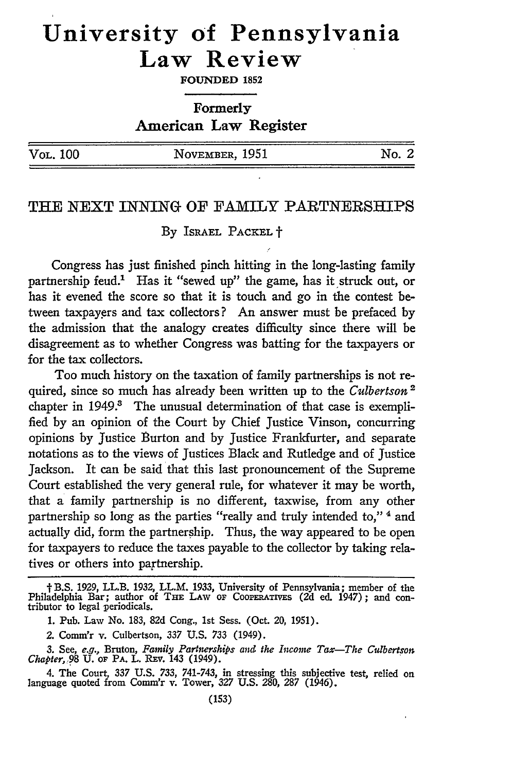# University of Pennsylvania Law Review

FOUNDED 1852

Formerly
American Law Register

| VOL. 100 | NOVEMBER, 1951 | No. 2 |
|---|---|---|

## THE NEXT INNING OF FAMILY PARTNERSHIPS

By ISRAEL PACKEL †

Congress has just finished pinch hitting in the long-lasting family partnership feud.[1] Has it "sewed up" the game, has it struck out, or has it evened the score so that it is touch and go in the contest between taxpayers and tax collectors? An answer must be prefaced by the admission that the analogy creates difficulty since there will be disagreement as to whether Congress was batting for the taxpayers or for the tax collectors.

Too much history on the taxation of family partnerships is not required, since so much has already been written up to the *Culbertson*[2] chapter in 1949.[3] The unusual determination of that case is exemplified by an opinion of the Court by Chief Justice Vinson, concurring opinions by Justice Burton and by Justice Frankfurter, and separate notations as to the views of Justices Black and Rutledge and of Justice Jackson. It can be said that this last pronouncement of the Supreme Court established the very general rule, for whatever it may be worth, that a family partnership is no different, taxwise, from any other partnership so long as the parties "really and truly intended to,"[4] and actually did, form the partnership. Thus, the way appeared to be open for taxpayers to reduce the taxes payable to the collector by taking relatives or others into partnership.

---

† B.S. 1929, LL.B. 1932, LL.M. 1933, University of Pennsylvania; member of the Philadelphia Bar; author of THE LAW OF COOPERATIVES (2d ed. 1947); and contributor to legal periodicals.

1. Pub. Law No. 183, 82d Cong., 1st Sess. (Oct. 20, 1951).

2. Comm'r v. Culbertson, 337 U.S. 733 (1949).

3. See, *e.g.*, Bruton, *Family Partnerships and the Income Tax—The Culbertson Chapter*, 98 U. OF PA. L. REV. 143 (1949).

4. The Court, 337 U.S. 733, 741-743, in stressing this subjective test, relied on language quoted from Comm'r v. Tower, 327 U.S. 280, 287 (1946).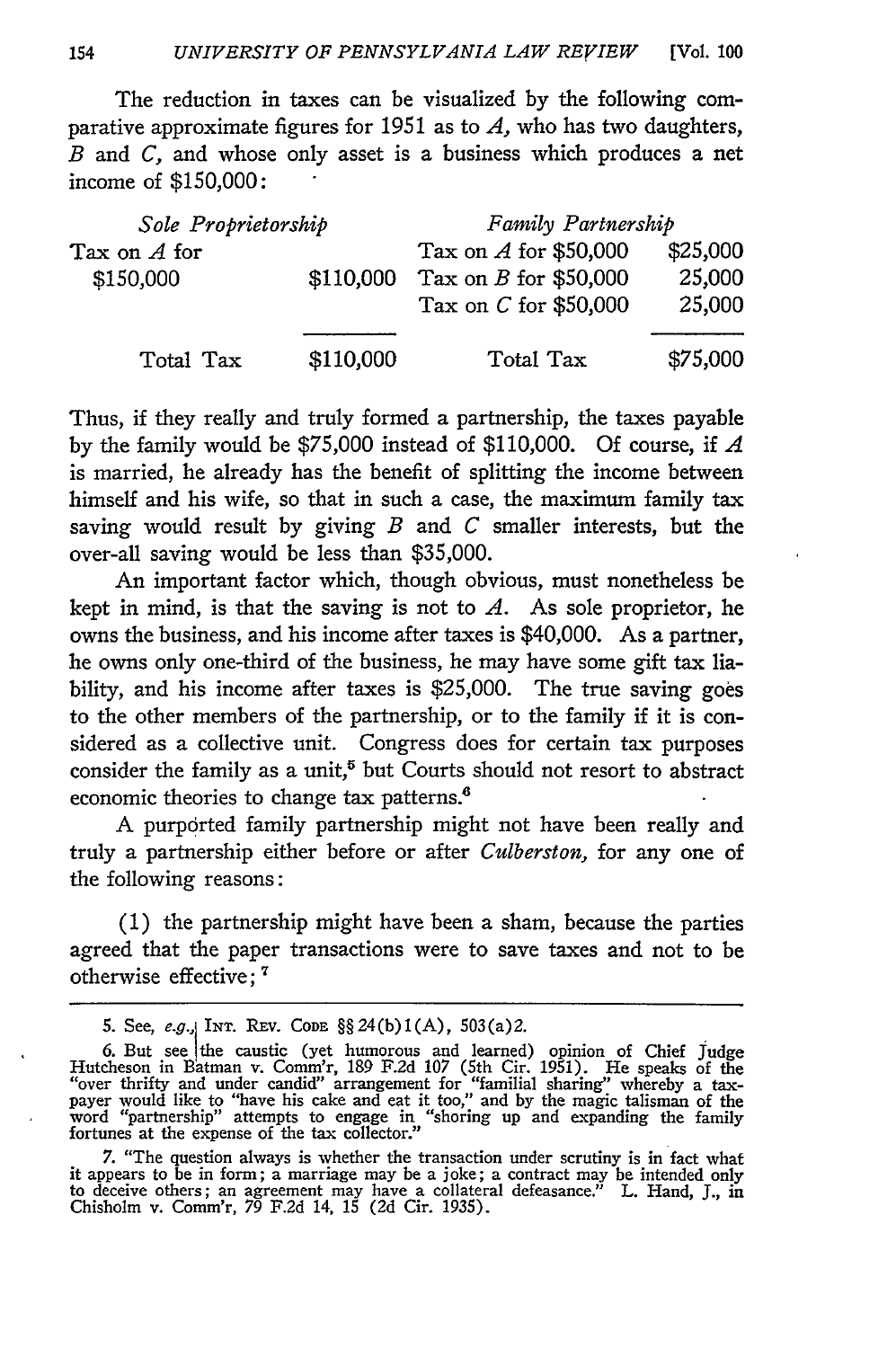The reduction in taxes can be visualized by the following comparative approximate figures for 1951 as to *A*, who has two daughters, *B* and *C*, and whose only asset is a business which produces a net income of $150,000:

| *Sole Proprietorship* | | *Family Partnership* | |
|---|---|---|---|
| Tax on *A* for $150,000 | $110,000 | Tax on *A* for $50,000 | $25,000 |
| | | Tax on *B* for $50,000 | 25,000 |
| | | Tax on *C* for $50,000 | 25,000 |
| Total Tax | $110,000 | Total Tax | $75,000 |

Thus, if they really and truly formed a partnership, the taxes payable by the family would be $75,000 instead of $110,000. Of course, if *A* is married, he already has the benefit of splitting the income between himself and his wife, so that in such a case, the maximum family tax saving would result by giving *B* and *C* smaller interests, but the over-all saving would be less than $35,000.

An important factor which, though obvious, must nonetheless be kept in mind, is that the saving is not to *A*. As sole proprietor, he owns the business, and his income after taxes is $40,000. As a partner, he owns only one-third of the business, he may have some gift tax liability, and his income after taxes is $25,000. The true saving goes to the other members of the partnership, or to the family if it is considered as a collective unit. Congress does for certain tax purposes consider the family as a unit,[5] but Courts should not resort to abstract economic theories to change tax patterns.[6]

A purported family partnership might not have been really and truly a partnership either before or after *Culberston,* for any one of the following reasons:

(1) the partnership might have been a sham, because the parties agreed that the paper transactions were to save taxes and not to be otherwise effective;[7]

---

5. See, *e.g.,* INT. REV. CODE §§ 24(b)1(A), 503(a)2.

6. But see the caustic (yet humorous and learned) opinion of Chief Judge Hutcheson in Batman v. Comm'r, 189 F.2d 107 (5th Cir. 1951). He speaks of the "over thrifty and under candid" arrangement for "familial sharing" whereby a taxpayer would like to "have his cake and eat it too," and by the magic talisman of the word "partnership" attempts to engage in "shoring up and expanding the family fortunes at the expense of the tax collector."

7. "The question always is whether the transaction under scrutiny is in fact what it appears to be in form; a marriage may be a joke; a contract may be intended only to deceive others; an agreement may have a collateral defeasance." L. Hand, J., in Chisholm v. Comm'r, 79 F.2d 14, 15 (2d Cir. 1935).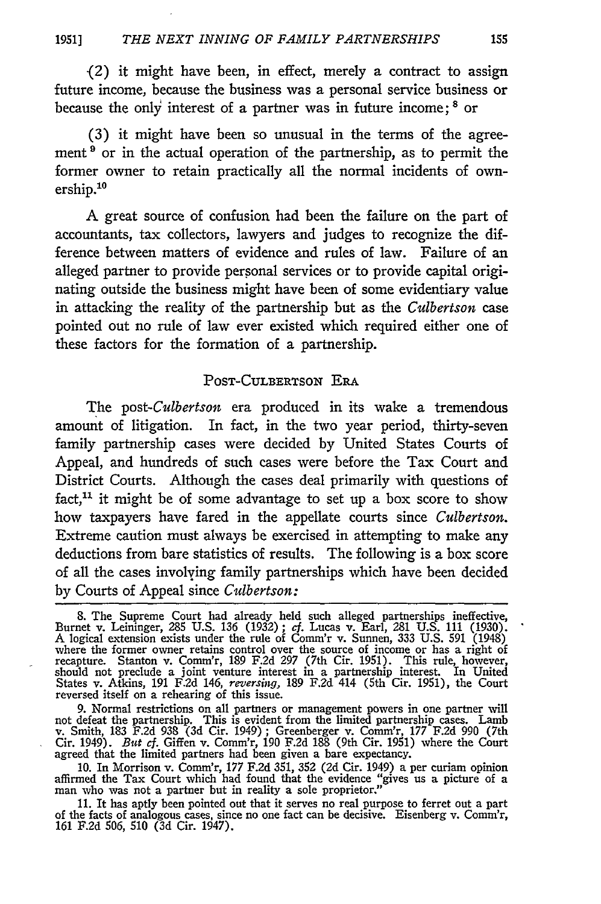(2) it might have been, in effect, merely a contract to assign future income, because the business was a personal service business or because the only interest of a partner was in future income;[8] or

(3) it might have been so unusual in the terms of the agreement[9] or in the actual operation of the partnership, as to permit the former owner to retain practically all the normal incidents of ownership.[10]

A great source of confusion had been the failure on the part of accountants, tax collectors, lawyers and judges to recognize the difference between matters of evidence and rules of law. Failure of an alleged partner to provide personal services or to provide capital originating outside the business might have been of some evidentiary value in attacking the reality of the partnership but as the *Culbertson* case pointed out no rule of law ever existed which required either one of these factors for the formation of a partnership.

## POST-CULBERTSON ERA

The post-*Culbertson* era produced in its wake a tremendous amount of litigation. In fact, in the two year period, thirty-seven family partnership cases were decided by United States Courts of Appeal, and hundreds of such cases were before the Tax Court and District Courts. Although the cases deal primarily with questions of fact,[11] it might be of some advantage to set up a box score to show how taxpayers have fared in the appellate courts since *Culbertson*. Extreme caution must always be exercised in attempting to make any deductions from bare statistics of results. The following is a box score of all the cases involving family partnerships which have been decided by Courts of Appeal since *Culbertson:*

---

8. The Supreme Court had already held such alleged partnerships ineffective, Burnet v. Leininger, 285 U.S. 136 (1932); *cf.* Lucas v. Earl, 281 U.S. 111 (1930). A logical extension exists under the rule of Comm'r v. Sunnen, 333 U.S. 591 (1948) where the former owner retains control over the source of income or has a right of recapture. Stanton v. Comm'r, 189 F.2d 297 (7th Cir. 1951). This rule, however, should not preclude a joint venture interest in a partnership interest. In United States v. Atkins, 191 F.2d 146, *reversing*, 189 F.2d 414 (5th Cir. 1951), the Court reversed itself on a rehearing of this issue.

9. Normal restrictions on all partners or management powers in one partner will not defeat the partnership. This is evident from the limited partnership cases. Lamb v. Smith, 183 F.2d 938 (3d Cir. 1949); Greenberger v. Comm'r, 177 F.2d 990 (7th Cir. 1949). *But cf.* Giffen v. Comm'r, 190 F.2d 188 (9th Cir. 1951) where the Court agreed that the limited partners had been given a bare expectancy.

10. In Morrison v. Comm'r, 177 F.2d 351, 352 (2d Cir. 1949) a per curiam opinion affirmed the Tax Court which had found that the evidence "gives us a picture of a man who was not a partner but in reality a sole proprietor."

11. It has aptly been pointed out that it serves no real purpose to ferret out a part of the facts of analogous cases, since no one fact can be decisive. Eisenberg v. Comm'r, 161 F.2d 506, 510 (3d Cir. 1947).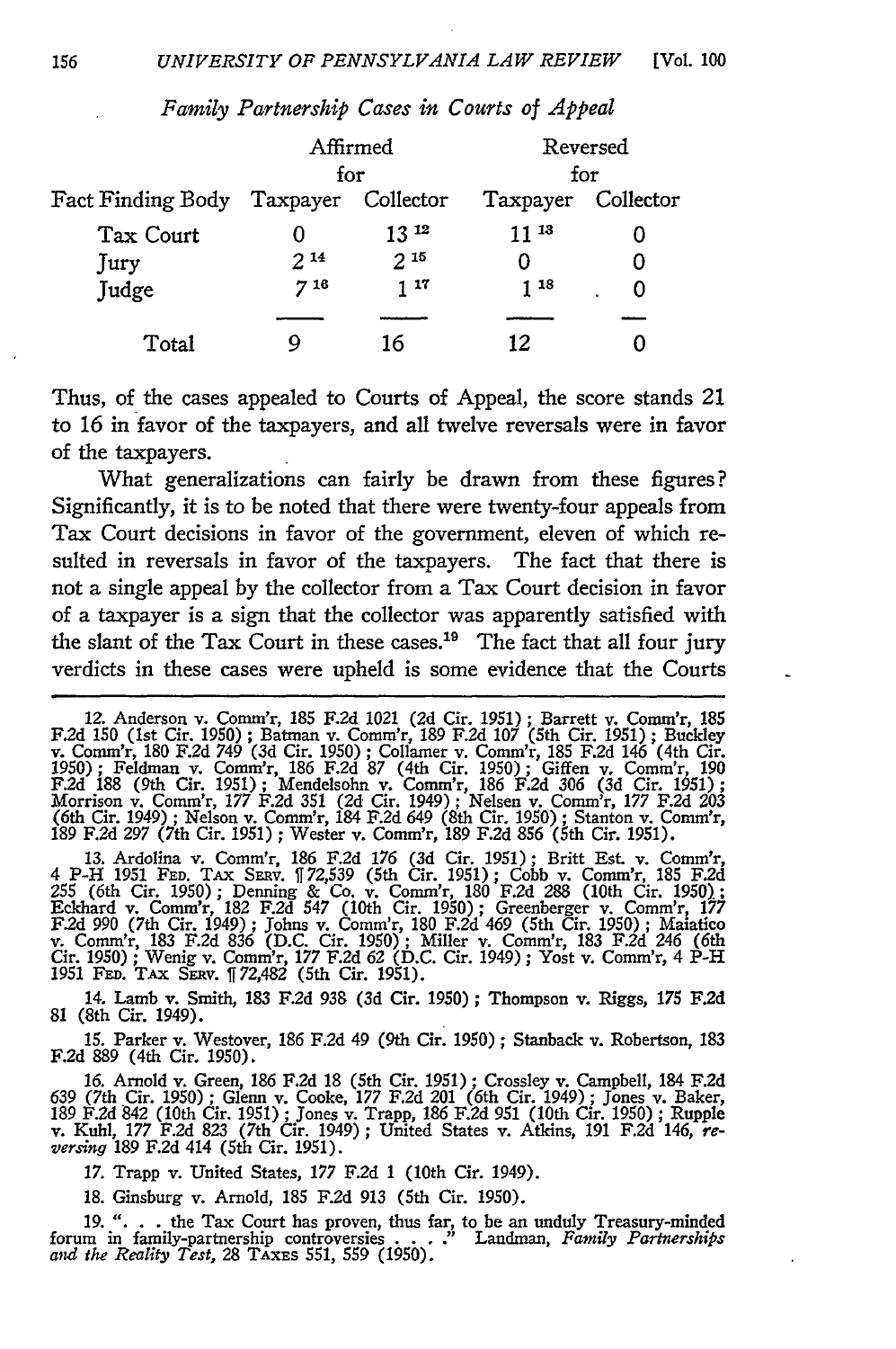*Family Partnership Cases in Courts of Appeal*

| Fact Finding Body | Affirmed for Taxpayer | Affirmed for Collector | Reversed for Taxpayer | Reversed for Collector |
|---|---|---|---|---|
| Tax Court | 0 | 13 [12] | 11 [13] | 0 |
| Jury | 2 [14] | 2 [15] | 0 | 0 |
| Judge | 7 [16] | 1 [17] | 1 [18] | 0 |
| Total | 9 | 16 | 12 | 0 |

Thus, of the cases appealed to Courts of Appeal, the score stands 21 to 16 in favor of the taxpayers, and all twelve reversals were in favor of the taxpayers.

What generalizations can fairly be drawn from these figures? Significantly, it is to be noted that there were twenty-four appeals from Tax Court decisions in favor of the government, eleven of which resulted in reversals in favor of the taxpayers. The fact that there is not a single appeal by the collector from a Tax Court decision in favor of a taxpayer is a sign that the collector was apparently satisfied with the slant of the Tax Court in these cases.[19] The fact that all four jury verdicts in these cases were upheld is some evidence that the Courts

---

12. Anderson v. Comm'r, 185 F.2d 1021 (2d Cir. 1951); Barrett v. Comm'r, 185 F.2d 150 (1st Cir. 1950); Batman v. Comm'r, 189 F.2d 107 (5th Cir. 1951); Buckley v. Comm'r, 180 F.2d 749 (3d Cir. 1950); Collamer v. Comm'r, 185 F.2d 146 (4th Cir. 1950); Feldman v. Comm'r, 186 F.2d 87 (4th Cir. 1950); Giffen v. Comm'r, 190 F.2d 188 (9th Cir. 1951); Mendelsohn v. Comm'r, 186 F.2d 306 (3d Cir. 1951); Morrison v. Comm'r, 177 F.2d 351 (2d Cir. 1949); Nelsen v. Comm'r, 177 F.2d 203 (6th Cir. 1949); Nelson v. Comm'r, 184 F.2d 649 (8th Cir. 1950); Stanton v. Comm'r, 189 F.2d 297 (7th Cir. 1951); Wester v. Comm'r, 189 F.2d 856 (5th Cir. 1951).

13. Ardolina v. Comm'r, 186 F.2d 176 (3d Cir. 1951); Britt Est. v. Comm'r, 4 P-H 1951 FED. TAX SERV. ¶ 72,539 (5th Cir. 1951); Cobb v. Comm'r, 185 F.2d 255 (6th Cir. 1950); Denning & Co. v. Comm'r, 180 F.2d 288 (10th Cir. 1950); Eckhard v. Comm'r, 182 F.2d 547 (10th Cir. 1950); Greenberger v. Comm'r, 177 F.2d 990 (7th Cir. 1949); Johns v. Comm'r, 180 F.2d 469 (5th Cir. 1950); Maiatico v. Comm'r, 183 F.2d 836 (D.C. Cir. 1950); Miller v. Comm'r, 183 F.2d 246 (6th Cir. 1950); Wenig v. Comm'r, 177 F.2d 62 (D.C. Cir. 1949); Yost v. Comm'r, 4 P-H 1951 FED. TAX SERV. ¶ 72,482 (5th Cir. 1951).

14. Lamb v. Smith, 183 F.2d 938 (3d Cir. 1950); Thompson v. Riggs, 175 F.2d 81 (8th Cir. 1949).

15. Parker v. Westover, 186 F.2d 49 (9th Cir. 1950); Stanback v. Robertson, 183 F.2d 889 (4th Cir. 1950).

16. Arnold v. Green, 186 F.2d 18 (5th Cir. 1951); Crossley v. Campbell, 184 F.2d 639 (7th Cir. 1950); Glenn v. Cooke, 177 F.2d 201 (6th Cir. 1949); Jones v. Baker, 189 F.2d 842 (10th Cir. 1951); Jones v. Trapp, 186 F.2d 951 (10th Cir. 1950); Rupple v. Kuhl, 177 F.2d 823 (7th Cir. 1949); United States v. Atkins, 191 F.2d 146, *reversing* 189 F.2d 414 (5th Cir. 1951).

17. Trapp v. United States, 177 F.2d 1 (10th Cir. 1949).

18. Ginsburg v. Arnold, 185 F.2d 913 (5th Cir. 1950).

19. ". . . the Tax Court has proven, thus far, to be an unduly Treasury-minded forum in family-partnership controversies . . . ." Landman, *Family Partnerships and the Reality Test*, 28 TAXES 551, 559 (1950).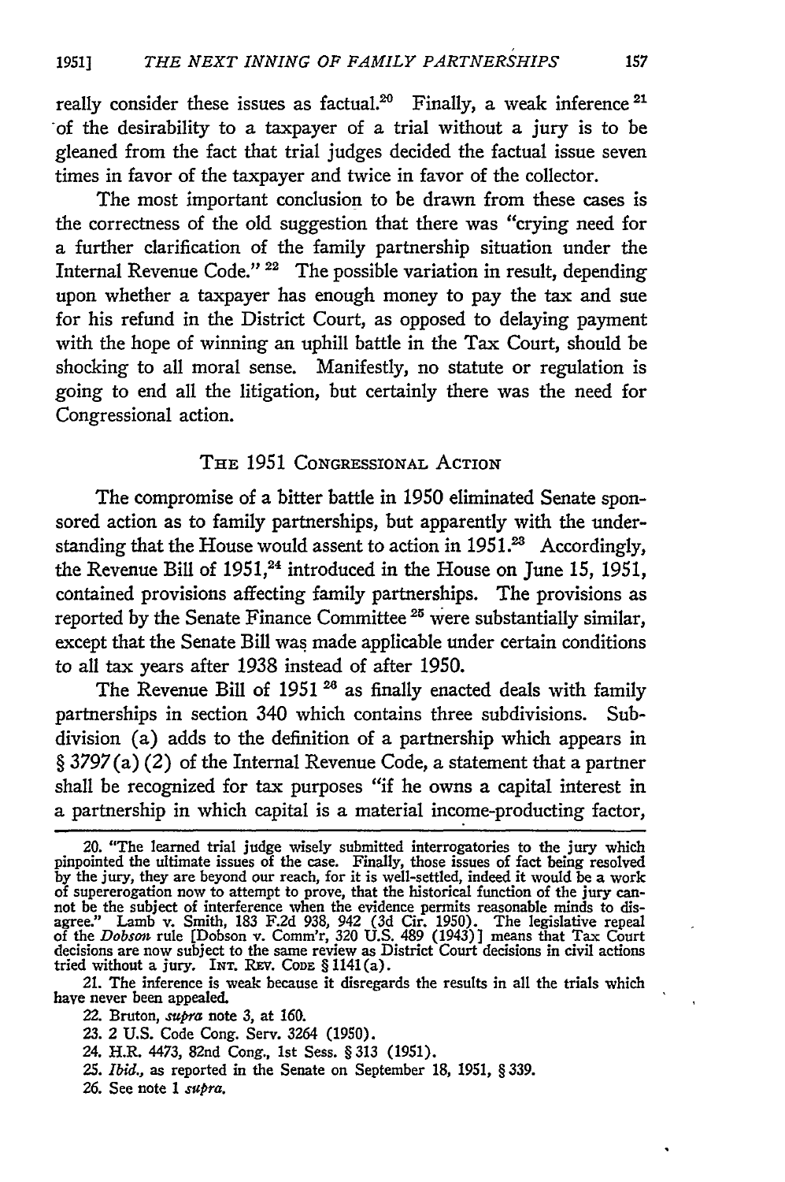really consider these issues as factual.[20] Finally, a weak inference [21] of the desirability to a taxpayer of a trial without a jury is to be gleaned from the fact that trial judges decided the factual issue seven times in favor of the taxpayer and twice in favor of the collector.

The most important conclusion to be drawn from these cases is the correctness of the old suggestion that there was "crying need for a further clarification of the family partnership situation under the Internal Revenue Code." [22] The possible variation in result, depending upon whether a taxpayer has enough money to pay the tax and sue for his refund in the District Court, as opposed to delaying payment with the hope of winning an uphill battle in the Tax Court, should be shocking to all moral sense. Manifestly, no statute or regulation is going to end all the litigation, but certainly there was the need for Congressional action.

## THE 1951 CONGRESSIONAL ACTION

The compromise of a bitter battle in 1950 eliminated Senate sponsored action as to family partnerships, but apparently with the understanding that the House would assent to action in 1951.[23] Accordingly, the Revenue Bill of 1951,[24] introduced in the House on June 15, 1951, contained provisions affecting family partnerships. The provisions as reported by the Senate Finance Committee [25] were substantially similar, except that the Senate Bill was made applicable under certain conditions to all tax years after 1938 instead of after 1950.

The Revenue Bill of 1951 [26] as finally enacted deals with family partnerships in section 340 which contains three subdivisions. Subdivision (a) adds to the definition of a partnership which appears in § 3797(a)(2) of the Internal Revenue Code, a statement that a partner shall be recognized for tax purposes "if he owns a capital interest in a partnership in which capital is a material income-producing factor,

---

20. "The learned trial judge wisely submitted interrogatories to the jury which pinpointed the ultimate issues of the case. Finally, those issues of fact being resolved by the jury, they are beyond our reach, for it is well-settled, indeed it would be a work of supererogation now to attempt to prove, that the historical function of the jury cannot be the subject of interference when the evidence permits reasonable minds to disagree." Lamb v. Smith, 183 F.2d 938, 942 (3d Cir. 1950). The legislative repeal of the *Dobson* rule [Dobson v. Comm'r, 320 U.S. 489 (1943)] means that Tax Court decisions are now subject to the same review as District Court decisions in civil actions tried without a jury. INT. REV. CODE § 1141(a).

21. The inference is weak because it disregards the results in all the trials which have never been appealed.

22. Bruton, *supra* note 3, at 160.

23. 2 U.S. Code Cong. Serv. 3264 (1950).

24. H.R. 4473, 82nd Cong., 1st Sess. § 313 (1951).

25. *Ibid.*, as reported in the Senate on September 18, 1951, § 339.

26. See note 1 *supra*.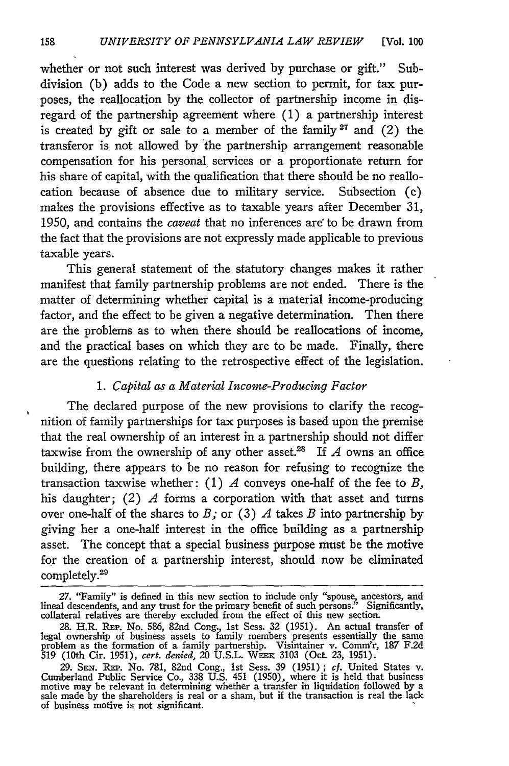whether or not such interest was derived by purchase or gift." Subdivision (b) adds to the Code a new section to permit, for tax purposes, the reallocation by the collector of partnership income in disregard of the partnership agreement where (1) a partnership interest is created by gift or sale to a member of the family [27] and (2) the transferor is not allowed by the partnership arrangement reasonable compensation for his personal services or a proportionate return for his share of capital, with the qualification that there should be no reallocation because of absence due to military service. Subsection (c) makes the provisions effective as to taxable years after December 31, 1950, and contains the *caveat* that no inferences are to be drawn from the fact that the provisions are not expressly made applicable to previous taxable years.

This general statement of the statutory changes makes it rather manifest that family partnership problems are not ended. There is the matter of determining whether capital is a material income-producing factor, and the effect to be given a negative determination. Then there are the problems as to when there should be reallocations of income, and the practical bases on which they are to be made. Finally, there are the questions relating to the retrospective effect of the legislation.

### 1. *Capital as a Material Income-Producing Factor*

The declared purpose of the new provisions to clarify the recognition of family partnerships for tax purposes is based upon the premise that the real ownership of an interest in a partnership should not differ taxwise from the ownership of any other asset.[28] If *A* owns an office building, there appears to be no reason for refusing to recognize the transaction taxwise whether: (1) *A* conveys one-half of the fee to *B*, his daughter; (2) *A* forms a corporation with that asset and turns over one-half of the shares to *B*; or (3) *A* takes *B* into partnership by giving her a one-half interest in the office building as a partnership asset. The concept that a special business purpose must be the motive for the creation of a partnership interest, should now be eliminated completely.[29]

---

27. "Family" is defined in this new section to include only "spouse, ancestors, and lineal descendents, and any trust for the primary benefit of such persons." Significantly, collateral relatives are thereby excluded from the effect of this new section.

28. H.R. REP. No. 586, 82nd Cong., 1st Sess. 32 (1951). An actual transfer of legal ownership of business assets to family members presents essentially the same problem as the formation of a family partnership. Visintainer v. Comm'r, 187 F.2d 519 (10th Cir. 1951), *cert. denied*, 20 U.S.L. WEEK 3103 (Oct. 23, 1951).

29. SEN. REP. No. 781, 82nd Cong., 1st Sess. 39 (1951); *cf.* United States v. Cumberland Public Service Co., 338 U.S. 451 (1950), where it is held that business motive may be relevant in determining whether a transfer in liquidation followed by a sale made by the shareholders is real or a sham, but if the transaction is real the lack of business motive is not significant.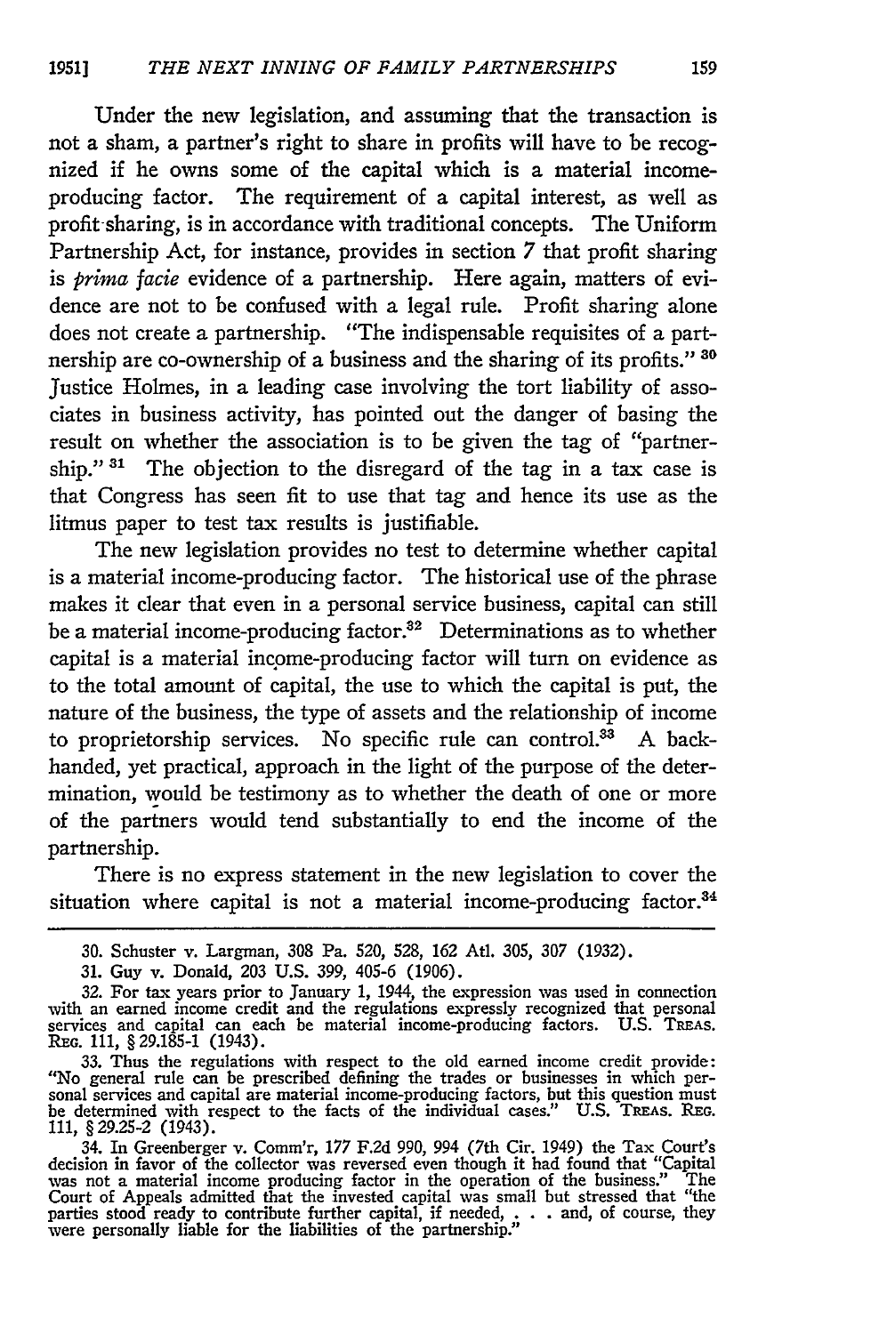Under the new legislation, and assuming that the transaction is not a sham, a partner's right to share in profits will have to be recognized if he owns some of the capital which is a material income-producing factor. The requirement of a capital interest, as well as profit sharing, is in accordance with traditional concepts. The Uniform Partnership Act, for instance, provides in section 7 that profit sharing is *prima facie* evidence of a partnership. Here again, matters of evidence are not to be confused with a legal rule. Profit sharing alone does not create a partnership. "The indispensable requisites of a partnership are co-ownership of a business and the sharing of its profits." [30] Justice Holmes, in a leading case involving the tort liability of associates in business activity, has pointed out the danger of basing the result on whether the association is to be given the tag of "partnership." [31] The objection to the disregard of the tag in a tax case is that Congress has seen fit to use that tag and hence its use as the litmus paper to test tax results is justifiable.

The new legislation provides no test to determine whether capital is a material income-producing factor. The historical use of the phrase makes it clear that even in a personal service business, capital can still be a material income-producing factor.[32] Determinations as to whether capital is a material income-producing factor will turn on evidence as to the total amount of capital, the use to which the capital is put, the nature of the business, the type of assets and the relationship of income to proprietorship services. No specific rule can control.[33] A back-handed, yet practical, approach in the light of the purpose of the determination, would be testimony as to whether the death of one or more of the partners would tend substantially to end the income of the partnership.

There is no express statement in the new legislation to cover the situation where capital is not a material income-producing factor.[34]

---

30. Schuster v. Largman, 308 Pa. 520, 528, 162 Atl. 305, 307 (1932).

31. Guy v. Donald, 203 U.S. 399, 405-6 (1906).

32. For tax years prior to January 1, 1944, the expression was used in connection with an earned income credit and the regulations expressly recognized that personal services and capital can each be material income-producing factors. U.S. TREAS. REG. 111, § 29.185-1 (1943).

33. Thus the regulations with respect to the old earned income credit provide: "No general rule can be prescribed defining the trades or businesses in which personal services and capital are material income-producing factors, but this question must be determined with respect to the facts of the individual cases." U.S. TREAS. REG. 111, § 29.25-2 (1943).

34. In Greenberger v. Comm'r, 177 F.2d 990, 994 (7th Cir. 1949) the Tax Court's decision in favor of the collector was reversed even though it had found that "Capital was not a material income producing factor in the operation of the business." The Court of Appeals admitted that the invested capital was small but stressed that "the parties stood ready to contribute further capital, if needed, . . . and, of course, they were personally liable for the liabilities of the partnership."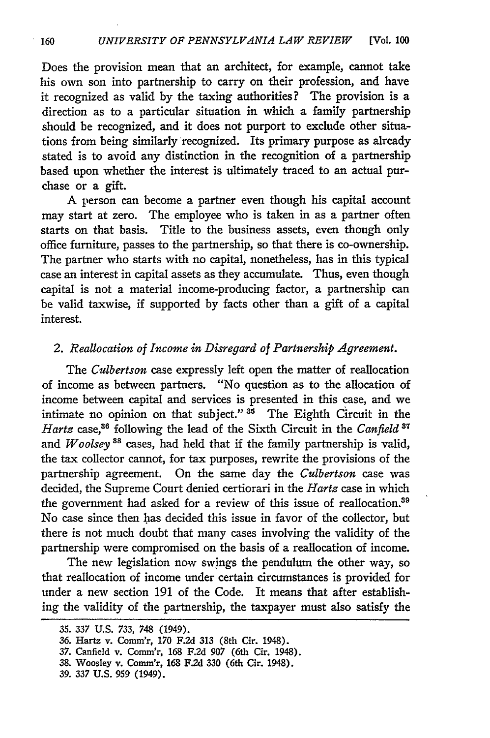Does the provision mean that an architect, for example, cannot take his own son into partnership to carry on their profession, and have it recognized as valid by the taxing authorities? The provision is a direction as to a particular situation in which a family partnership should be recognized, and it does not purport to exclude other situations from being similarly recognized. Its primary purpose as already stated is to avoid any distinction in the recognition of a partnership based upon whether the interest is ultimately traced to an actual purchase or a gift.

A person can become a partner even though his capital account may start at zero. The employee who is taken in as a partner often starts on that basis. Title to the business assets, even though only office furniture, passes to the partnership, so that there is co-ownership. The partner who starts with no capital, nonetheless, has in this typical case an interest in capital assets as they accumulate. Thus, even though capital is not a material income-producing factor, a partnership can be valid taxwise, if supported by facts other than a gift of a capital interest.

### 2. *Reallocation of Income in Disregard of Partnership Agreement.*

The *Culbertson* case expressly left open the matter of reallocation of income as between partners. "No question as to the allocation of income between capital and services is presented in this case, and we intimate no opinion on that subject." [35] The Eighth Circuit in the *Hartz* case,[36] following the lead of the Sixth Circuit in the *Canfield* [37] and *Woolsey* [38] cases, had held that if the family partnership is valid, the tax collector cannot, for tax purposes, rewrite the provisions of the partnership agreement. On the same day the *Culbertson* case was decided, the Supreme Court denied certiorari in the *Hartz* case in which the government had asked for a review of this issue of reallocation.[39] No case since then has decided this issue in favor of the collector, but there is not much doubt that many cases involving the validity of the partnership were compromised on the basis of a reallocation of income.

The new legislation now swings the pendulum the other way, so that reallocation of income under certain circumstances is provided for under a new section 191 of the Code. It means that after establishing the validity of the partnership, the taxpayer must also satisfy the

---

35. 337 U.S. 733, 748 (1949).
36. Hartz v. Comm'r, 170 F.2d 313 (8th Cir. 1948).
37. Canfield v. Comm'r, 168 F.2d 907 (6th Cir. 1948).
38. Woosley v. Comm'r, 168 F.2d 330 (6th Cir. 1948).
39. 337 U.S. 959 (1949).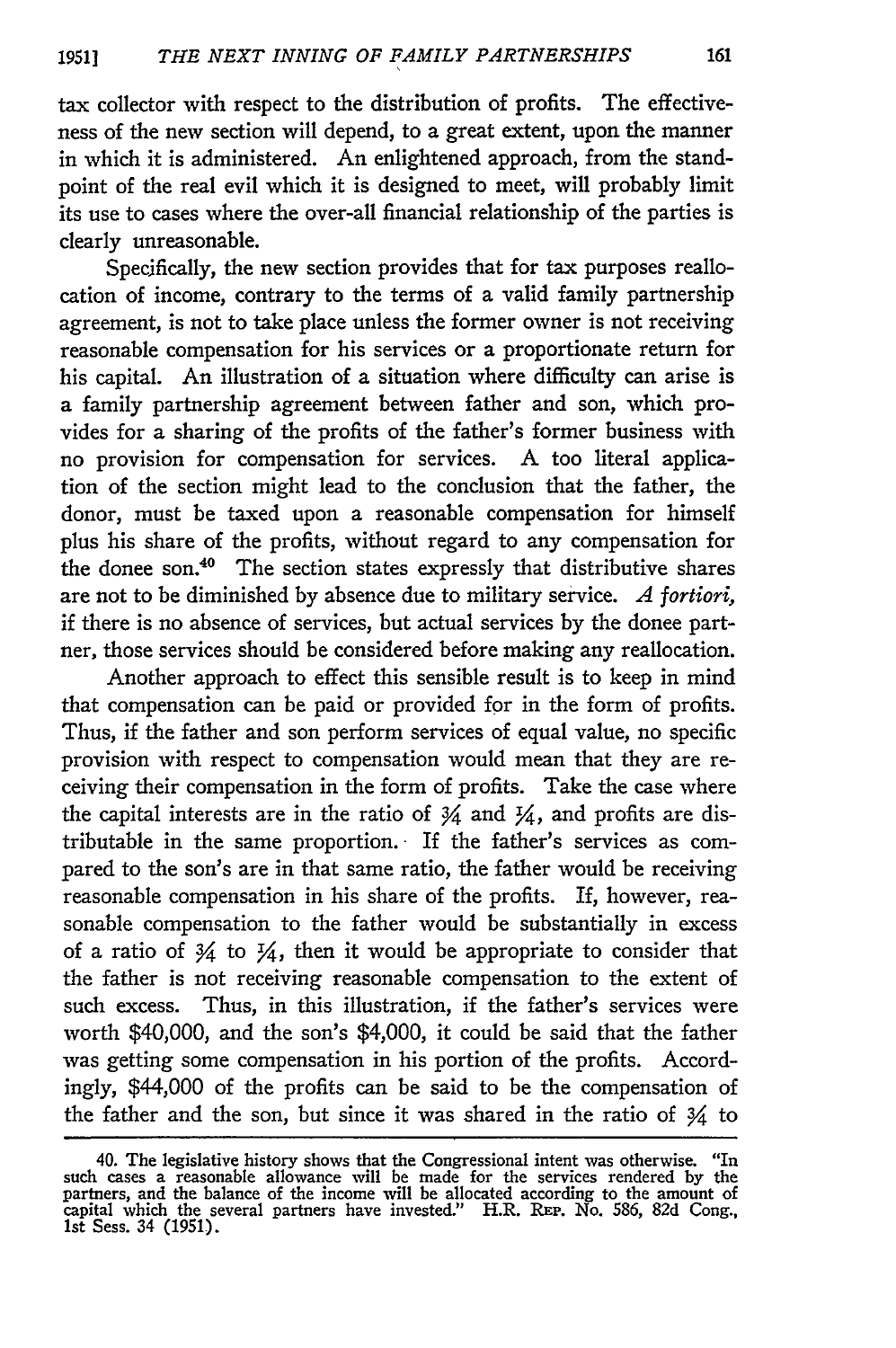tax collector with respect to the distribution of profits. The effectiveness of the new section will depend, to a great extent, upon the manner in which it is administered. An enlightened approach, from the standpoint of the real evil which it is designed to meet, will probably limit its use to cases where the over-all financial relationship of the parties is clearly unreasonable.

Specifically, the new section provides that for tax purposes reallocation of income, contrary to the terms of a valid family partnership agreement, is not to take place unless the former owner is not receiving reasonable compensation for his services or a proportionate return for his capital. An illustration of a situation where difficulty can arise is a family partnership agreement between father and son, which provides for a sharing of the profits of the father's former business with no provision for compensation for services. A too literal application of the section might lead to the conclusion that the father, the donor, must be taxed upon a reasonable compensation for himself plus his share of the profits, without regard to any compensation for the donee son.[40] The section states expressly that distributive shares are not to be diminished by absence due to military service. *A fortiori,* if there is no absence of services, but actual services by the donee partner, those services should be considered before making any reallocation.

Another approach to effect this sensible result is to keep in mind that compensation can be paid or provided for in the form of profits. Thus, if the father and son perform services of equal value, no specific provision with respect to compensation would mean that they are receiving their compensation in the form of profits. Take the case where the capital interests are in the ratio of $\frac{3}{4}$ and $\frac{1}{4}$, and profits are distributable in the same proportion. If the father's services as compared to the son's are in that same ratio, the father would be receiving reasonable compensation in his share of the profits. If, however, reasonable compensation to the father would be substantially in excess of a ratio of $\frac{3}{4}$ to $\frac{1}{4}$, then it would be appropriate to consider that the father is not receiving reasonable compensation to the extent of such excess. Thus, in this illustration, if the father's services were worth \$40,000, and the son's \$4,000, it could be said that the father was getting some compensation in his portion of the profits. Accordingly, \$44,000 of the profits can be said to be the compensation of the father and the son, but since it was shared in the ratio of $\frac{3}{4}$ to

40. The legislative history shows that the Congressional intent was otherwise. "In such cases a reasonable allowance will be made for the services rendered by the partners, and the balance of the income will be allocated according to the amount of capital which the several partners have invested." H.R. REP. No. 586, 82d Cong., 1st Sess. 34 (1951).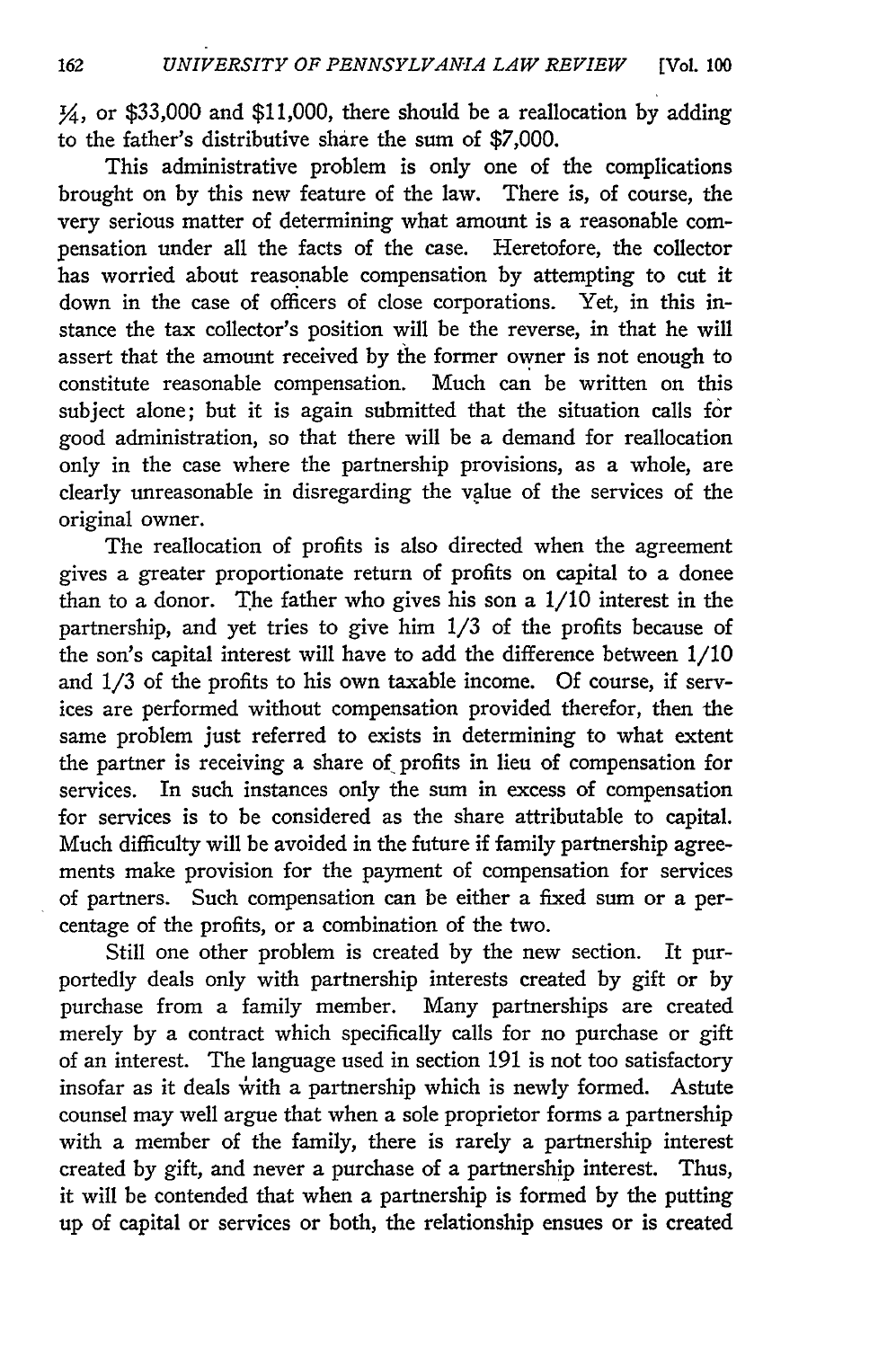¼, or $33,000 and $11,000, there should be a reallocation by adding to the father's distributive share the sum of $7,000.

This administrative problem is only one of the complications brought on by this new feature of the law. There is, of course, the very serious matter of determining what amount is a reasonable compensation under all the facts of the case. Heretofore, the collector has worried about reasonable compensation by attempting to cut it down in the case of officers of close corporations. Yet, in this instance the tax collector's position will be the reverse, in that he will assert that the amount received by the former owner is not enough to constitute reasonable compensation. Much can be written on this subject alone; but it is again submitted that the situation calls for good administration, so that there will be a demand for reallocation only in the case where the partnership provisions, as a whole, are clearly unreasonable in disregarding the value of the services of the original owner.

The reallocation of profits is also directed when the agreement gives a greater proportionate return of profits on capital to a donee than to a donor. The father who gives his son a 1/10 interest in the partnership, and yet tries to give him 1/3 of the profits because of the son's capital interest will have to add the difference between 1/10 and 1/3 of the profits to his own taxable income. Of course, if services are performed without compensation provided therefor, then the same problem just referred to exists in determining to what extent the partner is receiving a share of profits in lieu of compensation for services. In such instances only the sum in excess of compensation for services is to be considered as the share attributable to capital. Much difficulty will be avoided in the future if family partnership agreements make provision for the payment of compensation for services of partners. Such compensation can be either a fixed sum or a percentage of the profits, or a combination of the two.

Still one other problem is created by the new section. It purportedly deals only with partnership interests created by gift or by purchase from a family member. Many partnerships are created merely by a contract which specifically calls for no purchase or gift of an interest. The language used in section 191 is not too satisfactory insofar as it deals with a partnership which is newly formed. Astute counsel may well argue that when a sole proprietor forms a partnership with a member of the family, there is rarely a partnership interest created by gift, and never a purchase of a partnership interest. Thus, it will be contended that when a partnership is formed by the putting up of capital or services or both, the relationship ensues or is created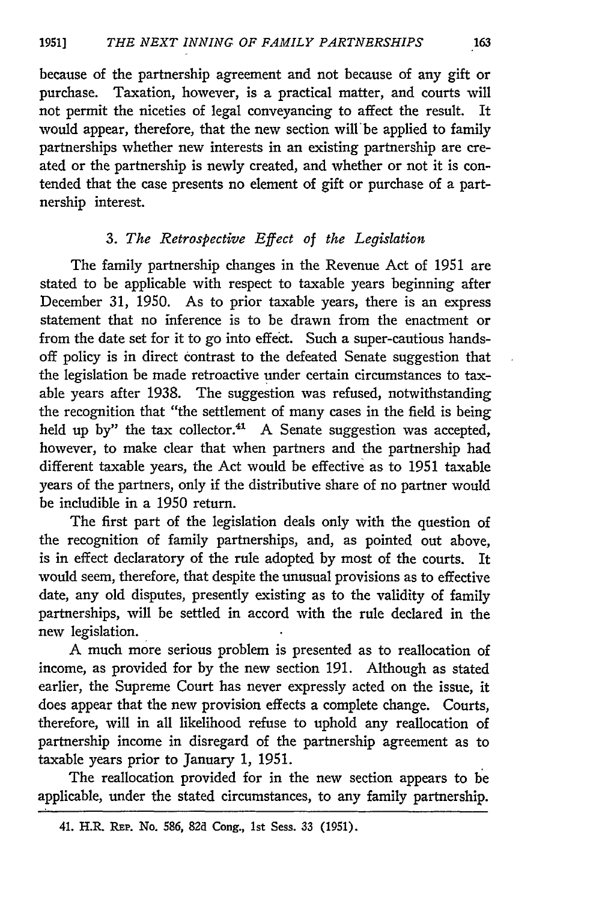because of the partnership agreement and not because of any gift or purchase. Taxation, however, is a practical matter, and courts will not permit the niceties of legal conveyancing to affect the result. It would appear, therefore, that the new section will be applied to family partnerships whether new interests in an existing partnership are created or the partnership is newly created, and whether or not it is contended that the case presents no element of gift or purchase of a partnership interest.

### 3. *The Retrospective Effect of the Legislation*

The family partnership changes in the Revenue Act of 1951 are stated to be applicable with respect to taxable years beginning after December 31, 1950. As to prior taxable years, there is an express statement that no inference is to be drawn from the enactment or from the date set for it to go into effect. Such a super-cautious hands-off policy is in direct contrast to the defeated Senate suggestion that the legislation be made retroactive under certain circumstances to taxable years after 1938. The suggestion was refused, notwithstanding the recognition that "the settlement of many cases in the field is being held up by" the tax collector.[41] A Senate suggestion was accepted, however, to make clear that when partners and the partnership had different taxable years, the Act would be effective as to 1951 taxable years of the partners, only if the distributive share of no partner would be includible in a 1950 return.

The first part of the legislation deals only with the question of the recognition of family partnerships, and, as pointed out above, is in effect declaratory of the rule adopted by most of the courts. It would seem, therefore, that despite the unusual provisions as to effective date, any old disputes, presently existing as to the validity of family partnerships, will be settled in accord with the rule declared in the new legislation.

A much more serious problem is presented as to reallocation of income, as provided for by the new section 191. Although as stated earlier, the Supreme Court has never expressly acted on the issue, it does appear that the new provision effects a complete change. Courts, therefore, will in all likelihood refuse to uphold any reallocation of partnership income in disregard of the partnership agreement as to taxable years prior to January 1, 1951.

The reallocation provided for in the new section appears to be applicable, under the stated circumstances, to any family partnership.

---

41. H.R. Rep. No. 586, 82d Cong., 1st Sess. 33 (1951).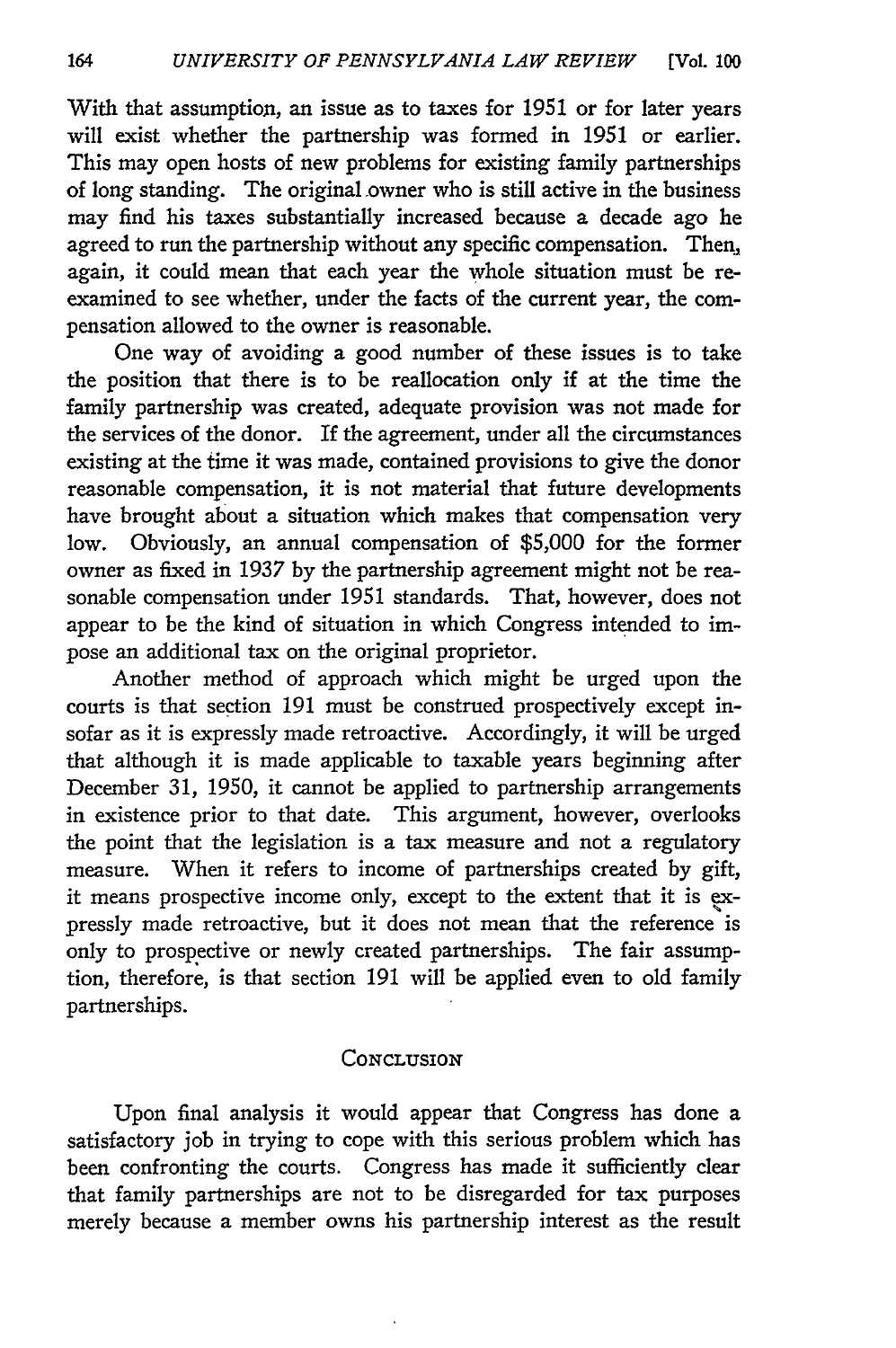With that assumption, an issue as to taxes for 1951 or for later years will exist whether the partnership was formed in 1951 or earlier. This may open hosts of new problems for existing family partnerships of long standing. The original owner who is still active in the business may find his taxes substantially increased because a decade ago he agreed to run the partnership without any specific compensation. Then, again, it could mean that each year the whole situation must be re-examined to see whether, under the facts of the current year, the compensation allowed to the owner is reasonable.

One way of avoiding a good number of these issues is to take the position that there is to be reallocation only if at the time the family partnership was created, adequate provision was not made for the services of the donor. If the agreement, under all the circumstances existing at the time it was made, contained provisions to give the donor reasonable compensation, it is not material that future developments have brought about a situation which makes that compensation very low. Obviously, an annual compensation of $5,000 for the former owner as fixed in 1937 by the partnership agreement might not be reasonable compensation under 1951 standards. That, however, does not appear to be the kind of situation in which Congress intended to impose an additional tax on the original proprietor.

Another method of approach which might be urged upon the courts is that section 191 must be construed prospectively except insofar as it is expressly made retroactive. Accordingly, it will be urged that although it is made applicable to taxable years beginning after December 31, 1950, it cannot be applied to partnership arrangements in existence prior to that date. This argument, however, overlooks the point that the legislation is a tax measure and not a regulatory measure. When it refers to income of partnerships created by gift, it means prospective income only, except to the extent that it is expressly made retroactive, but it does not mean that the reference is only to prospective or newly created partnerships. The fair assumption, therefore, is that section 191 will be applied even to old family partnerships.

## Conclusion

Upon final analysis it would appear that Congress has done a satisfactory job in trying to cope with this serious problem which has been confronting the courts. Congress has made it sufficiently clear that family partnerships are not to be disregarded for tax purposes merely because a member owns his partnership interest as the result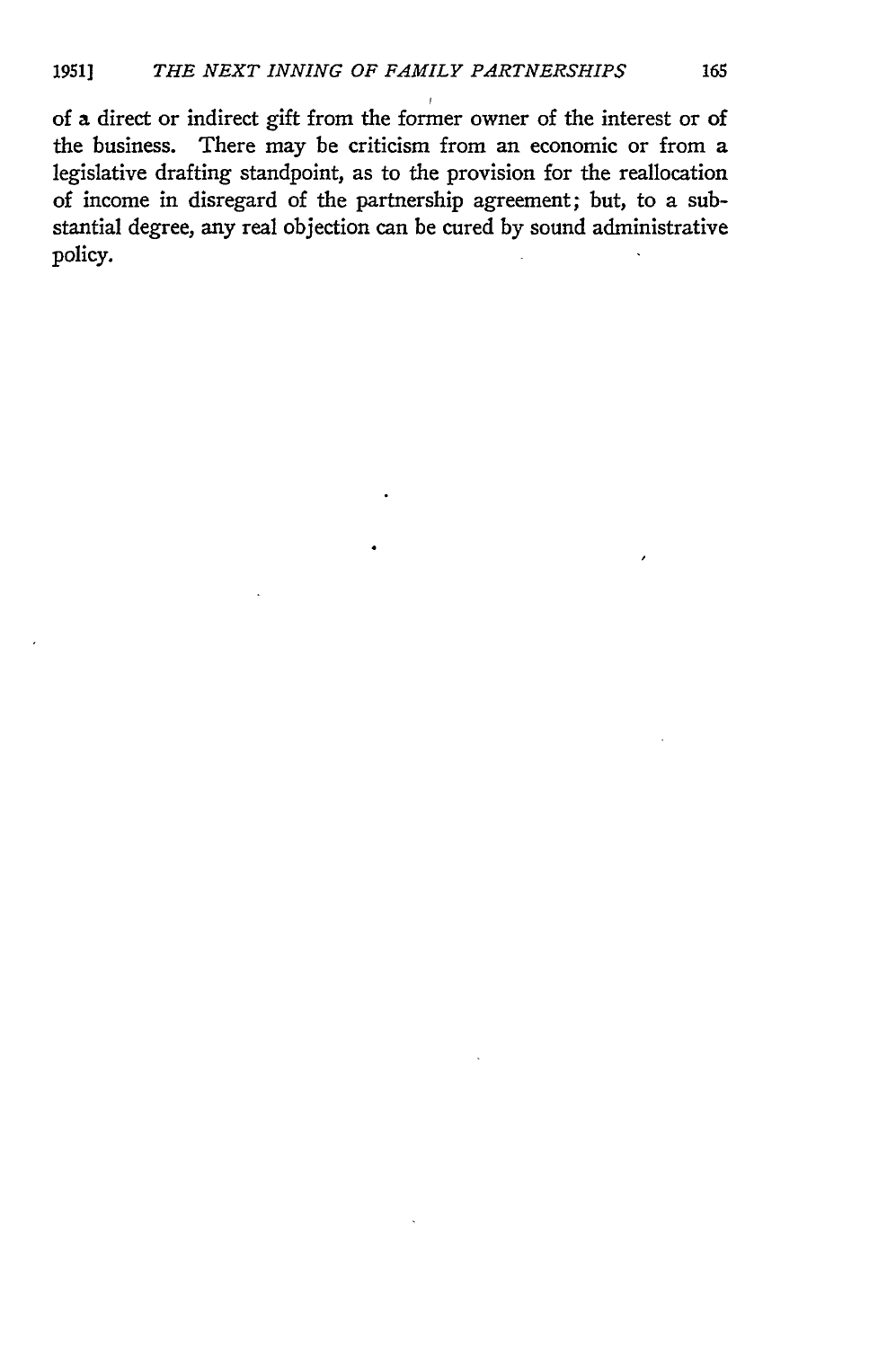of a direct or indirect gift from the former owner of the interest or of the business. There may be criticism from an economic or from a legislative drafting standpoint, as to the provision for the reallocation of income in disregard of the partnership agreement; but, to a substantial degree, any real objection can be cured by sound administrative policy.